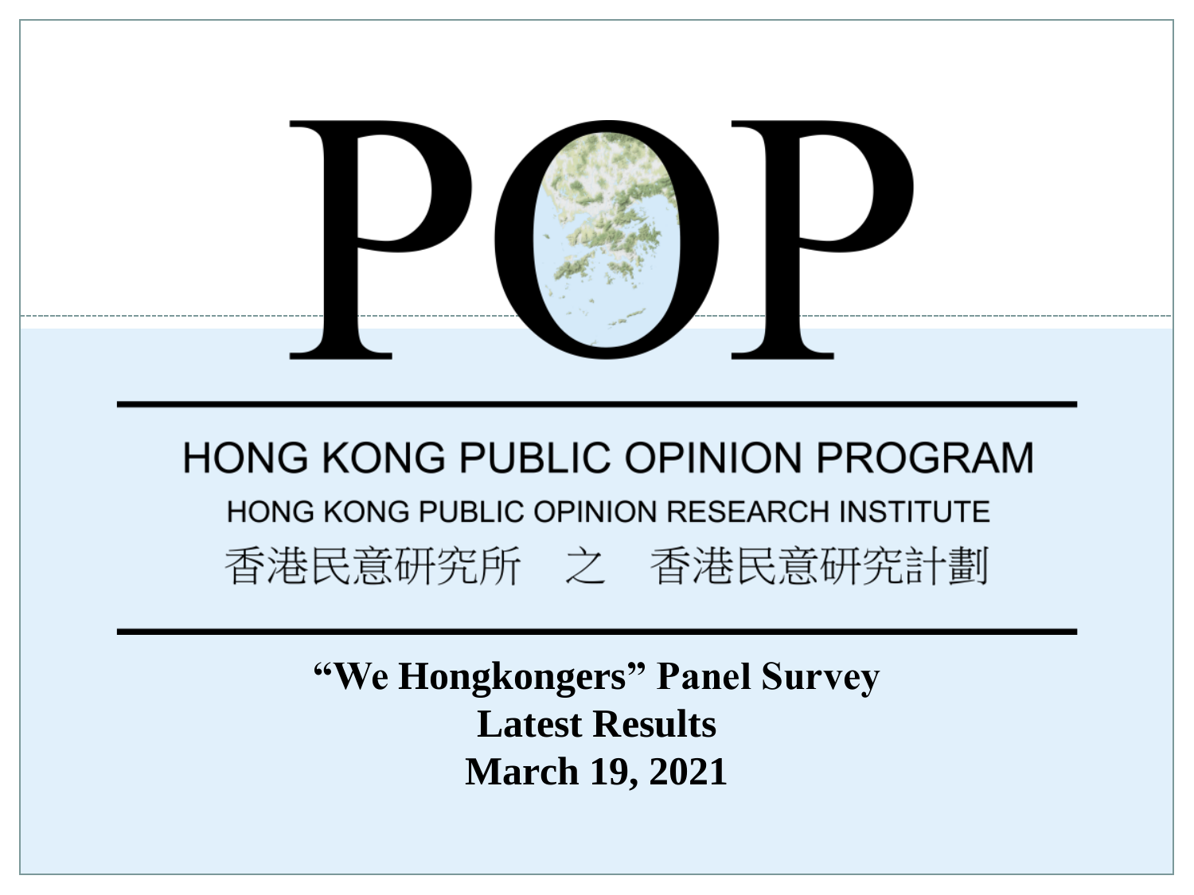# POP

## HONG KONG PUBLIC OPINION PROGRAM

HONG KONG PUBLIC OPINION RESEARCH INSTITUTE

香港民意研究所 之 香港民意研究計劃

**“We Hongkongers” Panel Survey**

**Latest Results**

**March 19, 2021**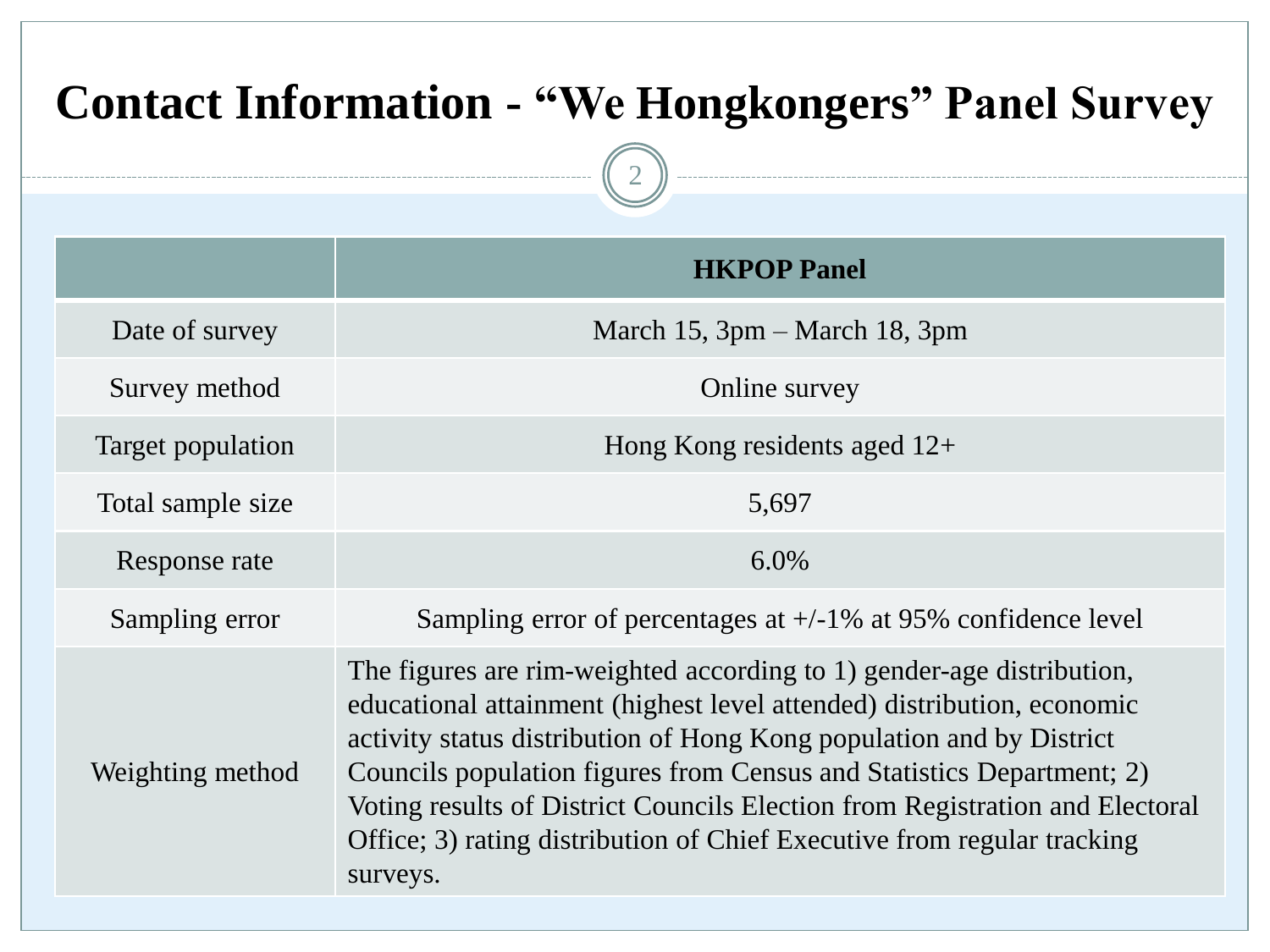# Contact Information - “We Hongkongers” Panel Survey

| | HKPOP Panel |
|---|---|
| Date of survey | March 15, 3pm – March 18, 3pm |
| Survey method | Online survey |
| Target population | Hong Kong residents aged 12+ |
| Total sample size | 5,697 |
| Response rate | 6.0% |
| Sampling error | Sampling error of percentages at +/-1% at 95% confidence level |
| Weighting method | The figures are rim-weighted according to 1) gender-age distribution, educational attainment (highest level attended) distribution, economic activity status distribution of Hong Kong population and by District Councils population figures from Census and Statistics Department; 2) Voting results of District Councils Election from Registration and Electoral Office; 3) rating distribution of Chief Executive from regular tracking surveys. |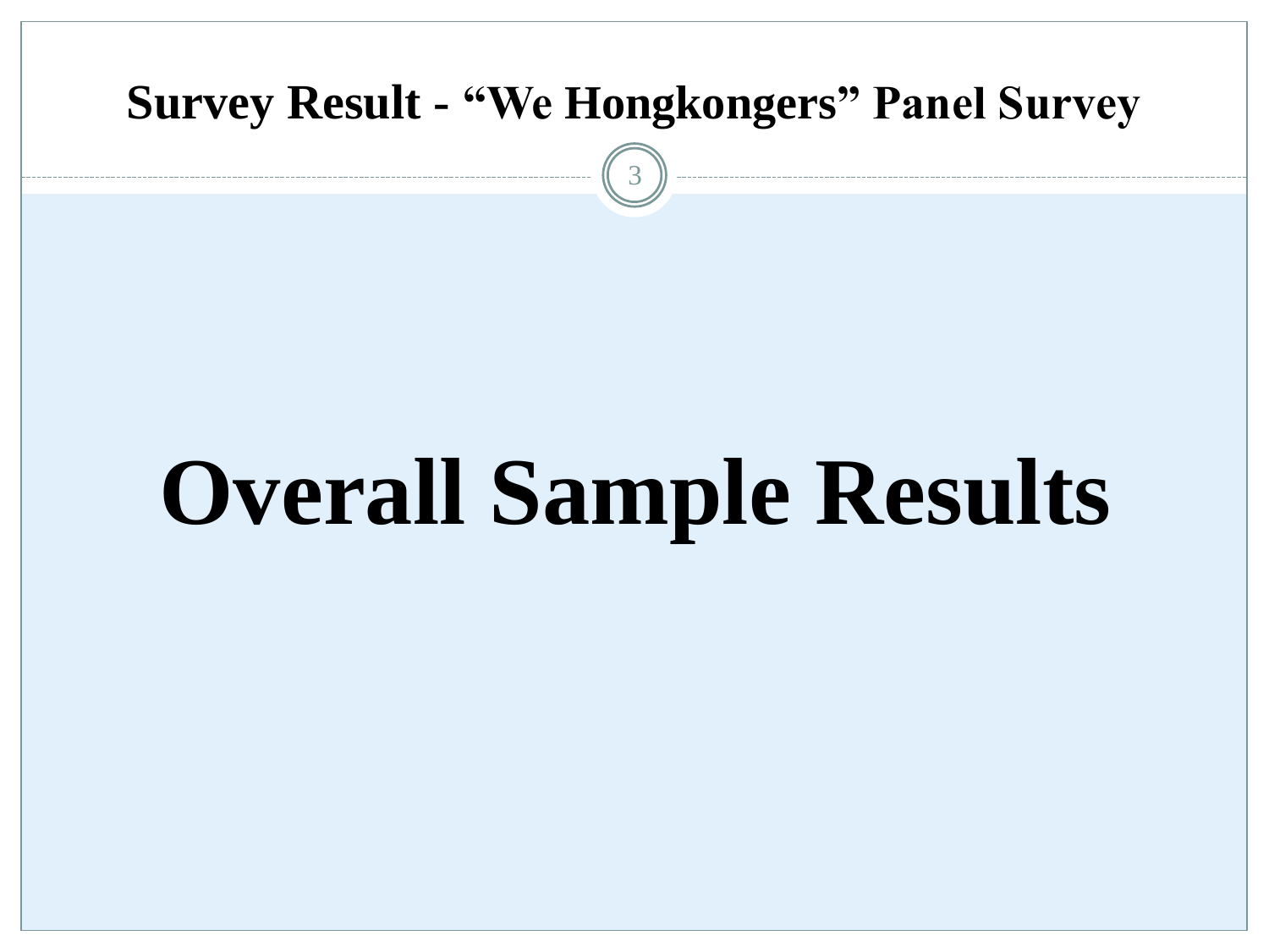# Survey Result - "We Hongkongers" Panel Survey

# Overall Sample Results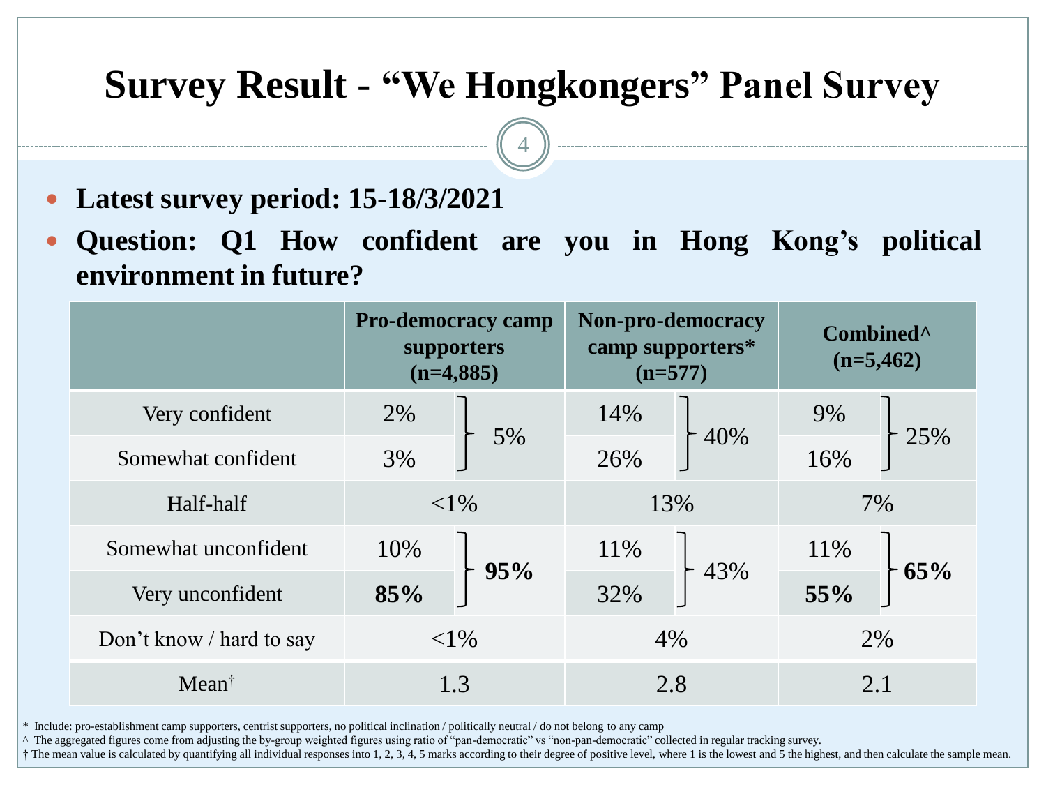# Survey Result - "We Hongkongers" Panel Survey

- **Latest survey period: 15-18/3/2021**
- **Question: Q1 How confident are you in Hong Kong's political environment in future?**

| | **Pro-democracy camp supporters (n=4,885)** | | **Non-pro-democracy camp supporters* (n=577)** | | **Combined^ (n=5,462)** | |
|---|---|---|---|---|---|---|
| Very confident | 2% | 5% | 14% | 40% | 9% | 25% |
| Somewhat confident | 3% | | 26% | | 16% | |
| Half-half | <1% | | 13% | | 7% | |
| Somewhat unconfident | 10% | **95%** | 11% | 43% | 11% | **65%** |
| Very unconfident | **85%** | | 32% | | **55%** | |
| Don't know / hard to say | <1% | | 4% | | 2% | |
| Mean† | 1.3 | | 2.8 | | 2.1 | |

\* Include: pro-establishment camp supporters, centrist supporters, no political inclination / politically neutral / do not belong to any camp

^ The aggregated figures come from adjusting the by-group weighted figures using ratio of "pan-democratic" vs "non-pan-democratic" collected in regular tracking survey.

† The mean value is calculated by quantifying all individual responses into 1, 2, 3, 4, 5 marks according to their degree of positive level, where 1 is the lowest and 5 the highest, and then calculate the sample mean.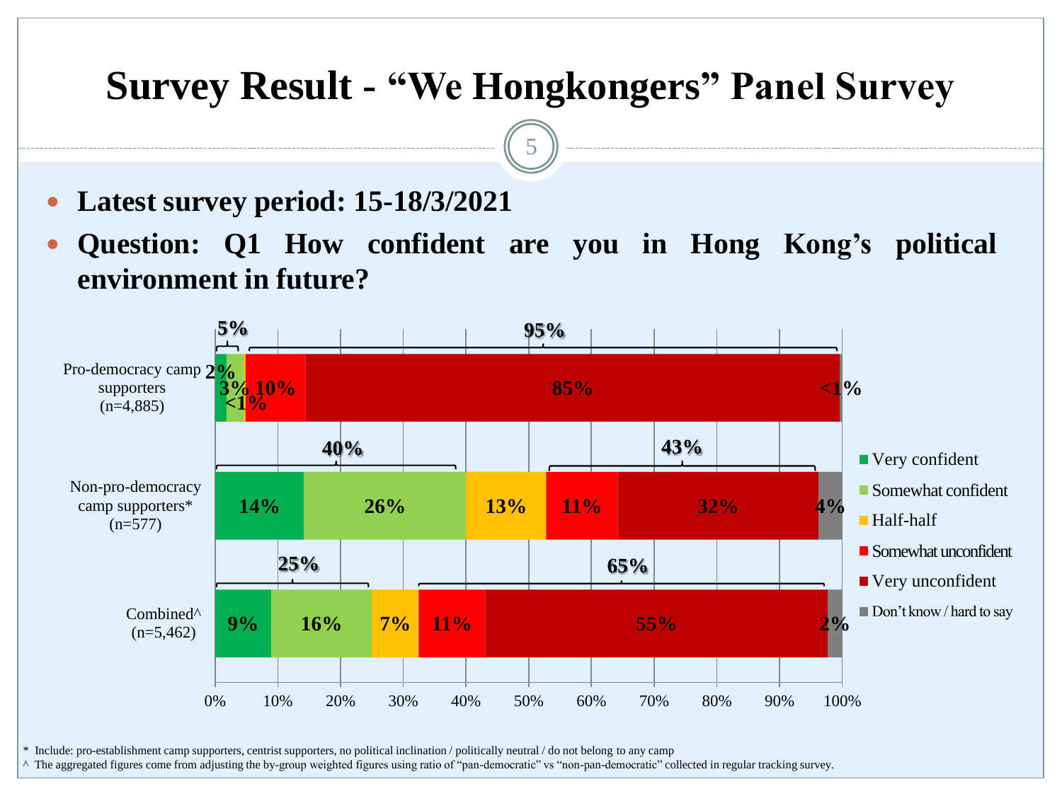# Survey Result - "We Hongkongers" Panel Survey

- **Latest survey period: 15-18/3/2021**
- **Question: Q1 How confident are you in Hong Kong's political environment in future?**

| | Very confident | Somewhat confident | Half-half | Somewhat unconfident | Very unconfident | Don't know / hard to say |
|---|---|---|---|---|---|---|
| Pro-democracy camp supporters (n=4,885) | 2% | 3% | <1% | 10% | 85% | <1% |
| Non-pro-democracy camp supporters* (n=577) | 14% | 26% | 13% | 11% | 32% | 4% |
| Combined^ (n=5,462) | 9% | 16% | 7% | 11% | 55% | 2% |

Confident (very + somewhat) / Unconfident (somewhat + very):
- Pro-democracy camp supporters: 5% / 95%
- Non-pro-democracy camp supporters: 40% / 43%
- Combined: 25% / 65%

\* Include: pro-establishment camp supporters, centrist supporters, no political inclination / politically neutral / do not belong to any camp

^ The aggregated figures come from adjusting the by-group weighted figures using ratio of "pan-democratic" vs "non-pan-democratic" collected in regular tracking survey.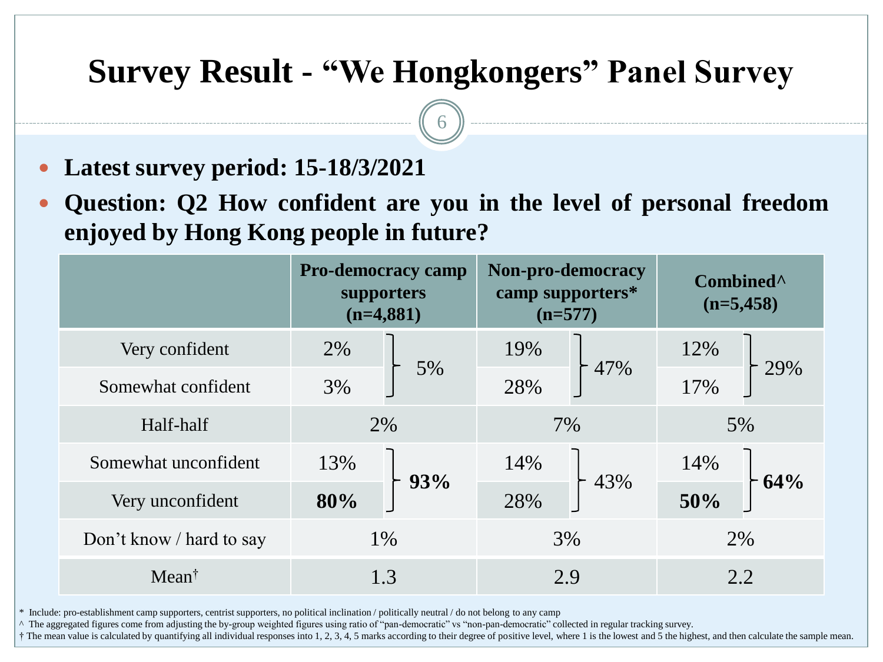# Survey Result - "We Hongkongers" Panel Survey

- **Latest survey period: 15-18/3/2021**
- **Question: Q2 How confident are you in the level of personal freedom enjoyed by Hong Kong people in future?**

| | **Pro-democracy camp supporters (n=4,881)** | | **Non-pro-democracy camp supporters* (n=577)** | | **Combined^ (n=5,458)** | |
|---|---|---|---|---|---|---|
| Very confident | 2% | 5% | 19% | 47% | 12% | 29% |
| Somewhat confident | 3% | | 28% | | 17% | |
| Half-half | 2% | | 7% | | 5% | |
| Somewhat unconfident | 13% | **93%** | 14% | 43% | 14% | **64%** |
| Very unconfident | **80%** | | 28% | | **50%** | |
| Don't know / hard to say | 1% | | 3% | | 2% | |
| Mean† | 1.3 | | 2.9 | | 2.2 | |

\* Include: pro-establishment camp supporters, centrist supporters, no political inclination / politically neutral / do not belong to any camp

^ The aggregated figures come from adjusting the by-group weighted figures using ratio of "pan-democratic" vs "non-pan-democratic" collected in regular tracking survey.

† The mean value is calculated by quantifying all individual responses into 1, 2, 3, 4, 5 marks according to their degree of positive level, where 1 is the lowest and 5 the highest, and then calculate the sample mean.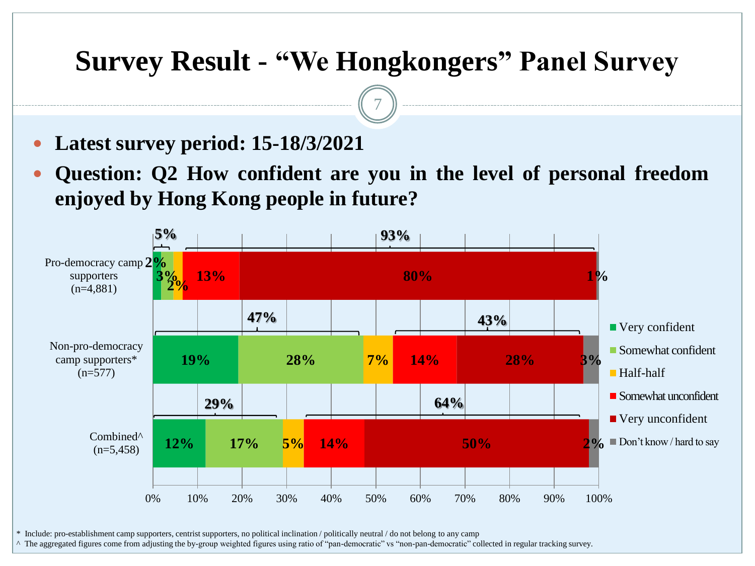# Survey Result - "We Hongkongers" Panel Survey

- **Latest survey period: 15-18/3/2021**
- **Question: Q2 How confident are you in the level of personal freedom enjoyed by Hong Kong people in future?**

| | Very confident | Somewhat confident | Half-half | Somewhat unconfident | Very unconfident | Don't know / hard to say |
|---|---|---|---|---|---|---|
| Pro-democracy camp supporters (n=4,881) | 2% | 3% | 2% | 13% | 80% | 1% |
| Non-pro-democracy camp supporters* (n=577) | 19% | 28% | 7% | 14% | 28% | 3% |
| Combined^ (n=5,458) | 12% | 17% | 5% | 14% | 50% | 2% |

| | Confident (total) | Unconfident (total) |
|---|---|---|
| Pro-democracy camp supporters (n=4,881) | 5% | 93% |
| Non-pro-democracy camp supporters* (n=577) | 47% | 43% |
| Combined^ (n=5,458) | 29% | 64% |

\* Include: pro-establishment camp supporters, centrist supporters, no political inclination / politically neutral / do not belong to any camp

^ The aggregated figures come from adjusting the by-group weighted figures using ratio of "pan-democratic" vs "non-pan-democratic" collected in regular tracking survey.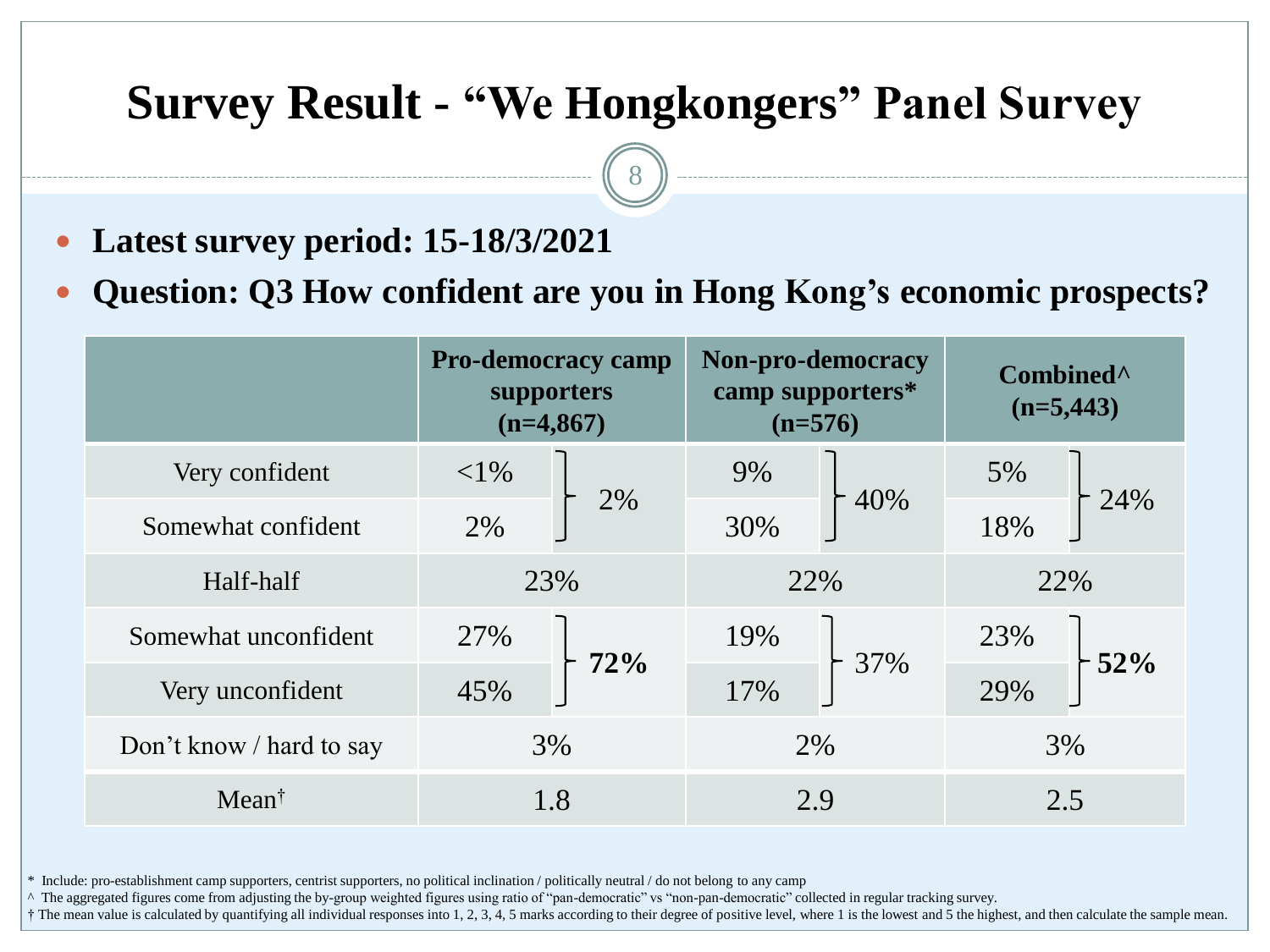# Survey Result - “We Hongkongers” Panel Survey

- **Latest survey period: 15-18/3/2021**
- **Question: Q3 How confident are you in Hong Kong’s economic prospects?**

| | **Pro-democracy camp supporters (n=4,867)** | | **Non-pro-democracy camp supporters* (n=576)** | | **Combined^ (n=5,443)** | |
|---|---|---|---|---|---|---|
| Very confident | <1% | 2% | 9% | 40% | 5% | 24% |
| Somewhat confident | 2% | | 30% | | 18% | |
| Half-half | 23% | | 22% | | 22% | |
| Somewhat unconfident | 27% | **72%** | 19% | 37% | 23% | **52%** |
| Very unconfident | 45% | | 17% | | 29% | |
| Don’t know / hard to say | 3% | | 2% | | 3% | |
| Mean† | 1.8 | | 2.9 | | 2.5 | |

* Include: pro-establishment camp supporters, centrist supporters, no political inclination / politically neutral / do not belong to any camp

^ The aggregated figures come from adjusting the by-group weighted figures using ratio of “pan-democratic” vs “non-pan-democratic” collected in regular tracking survey.

† The mean value is calculated by quantifying all individual responses into 1, 2, 3, 4, 5 marks according to their degree of positive level, where 1 is the lowest and 5 the highest, and then calculate the sample mean.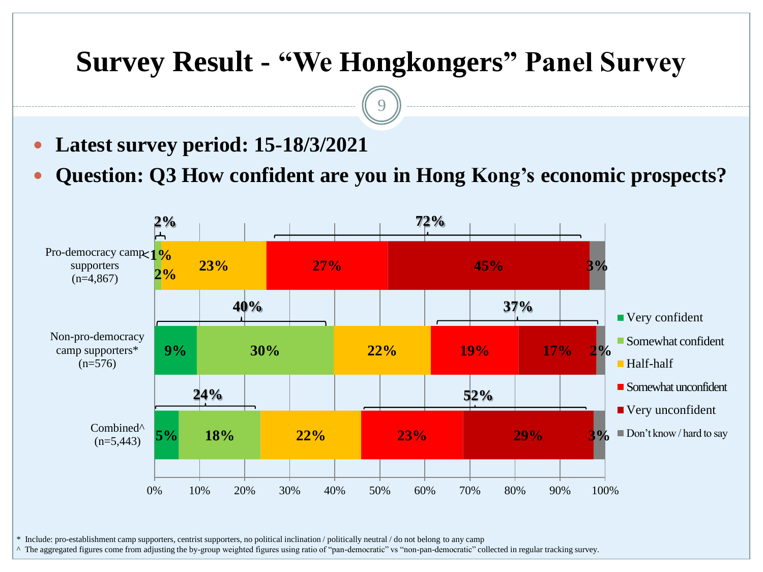# Survey Result - "We Hongkongers" Panel Survey

- **Latest survey period: 15-18/3/2021**
- **Question: Q3 How confident are you in Hong Kong's economic prospects?**

| | Very confident | Somewhat confident | Half-half | Somewhat unconfident | Very unconfident | Don't know / hard to say |
|---|---|---|---|---|---|---|
| Pro-democracy camp supporters (n=4,867) | <1% | 2% | 23% | 27% | 45% | 3% |
| Non-pro-democracy camp supporters* (n=576) | 9% | 30% | 22% | 19% | 17% | 2% |
| Combined^ (n=5,443) | 5% | 18% | 22% | 23% | 29% | 3% |

Confident (very + somewhat): Pro-democracy camp supporters 2%; Non-pro-democracy camp supporters 40%; Combined 24%

Unconfident (somewhat + very): Pro-democracy camp supporters 72%; Non-pro-democracy camp supporters 37%; Combined 52%

\* Include: pro-establishment camp supporters, centrist supporters, no political inclination / politically neutral / do not belong to any camp

^ The aggregated figures come from adjusting the by-group weighted figures using ratio of "pan-democratic" vs "non-pan-democratic" collected in regular tracking survey.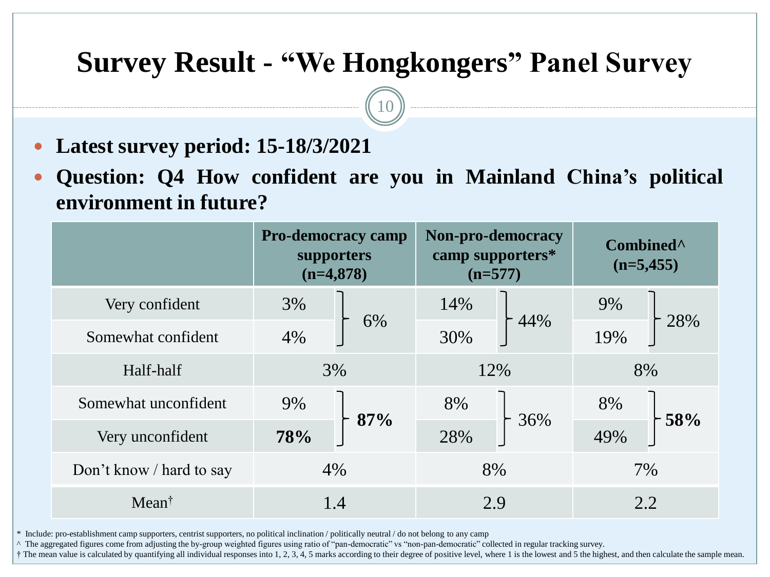# Survey Result - "We Hongkongers" Panel Survey

- **Latest survey period: 15-18/3/2021**
- **Question: Q4 How confident are you in Mainland China's political environment in future?**

| | **Pro-democracy camp supporters (n=4,878)** | | **Non-pro-democracy camp supporters* (n=577)** | | **Combined^ (n=5,455)** | |
|---|---|---|---|---|---|---|
| Very confident | 3% | 6% | 14% | 44% | 9% | 28% |
| Somewhat confident | 4% | | 30% | | 19% | |
| Half-half | 3% | | 12% | | 8% | |
| Somewhat unconfident | 9% | **87%** | 8% | 36% | 8% | **58%** |
| Very unconfident | **78%** | | 28% | | 49% | |
| Don't know / hard to say | 4% | | 8% | | 7% | |
| Mean† | 1.4 | | 2.9 | | 2.2 | |

\* Include: pro-establishment camp supporters, centrist supporters, no political inclination / politically neutral / do not belong to any camp

^ The aggregated figures come from adjusting the by-group weighted figures using ratio of "pan-democratic" vs "non-pan-democratic" collected in regular tracking survey.

† The mean value is calculated by quantifying all individual responses into 1, 2, 3, 4, 5 marks according to their degree of positive level, where 1 is the lowest and 5 the highest, and then calculate the sample mean.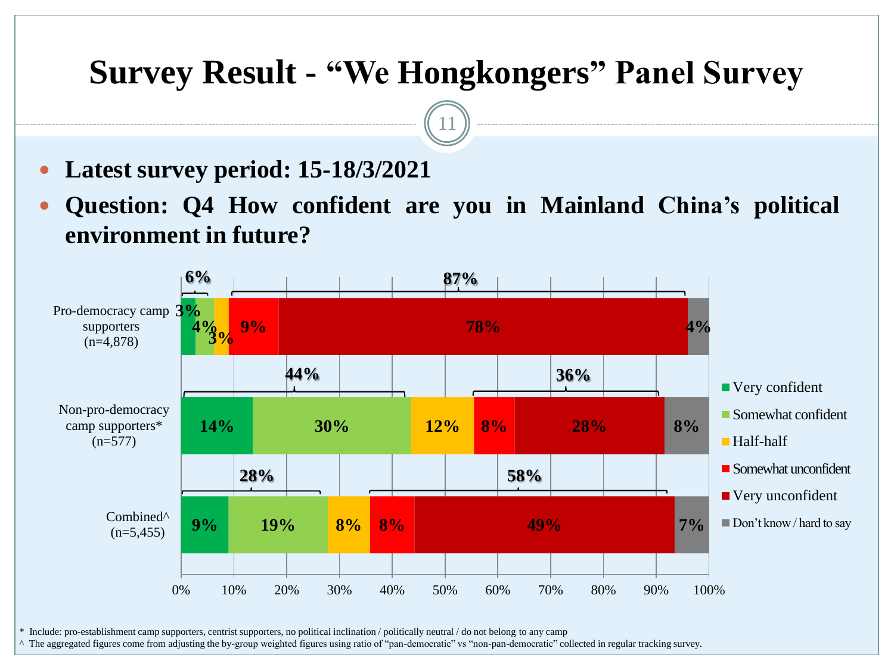# Survey Result - "We Hongkongers" Panel Survey

- **Latest survey period: 15-18/3/2021**
- **Question: Q4 How confident are you in Mainland China's political environment in future?**

| | Very confident | Somewhat confident | Half-half | Somewhat unconfident | Very unconfident | Don't know / hard to say |
|---|---|---|---|---|---|---|
| Pro-democracy camp supporters (n=4,878) | 3% | 4% | 3% | 9% | 78% | 4% |
| Non-pro-democracy camp supporters* (n=577) | 14% | 30% | 12% | 8% | 28% | 8% |
| Combined^ (n=5,455) | 9% | 19% | 8% | 8% | 49% | 7% |

Confident (very + somewhat) / Unconfident (somewhat + very): Pro-democracy camp supporters 6% / 87%; Non-pro-democracy camp supporters 44% / 36%; Combined 28% / 58%.

\* Include: pro-establishment camp supporters, centrist supporters, no political inclination / politically neutral / do not belong to any camp

^ The aggregated figures come from adjusting the by-group weighted figures using ratio of "pan-democratic" vs "non-pan-democratic" collected in regular tracking survey.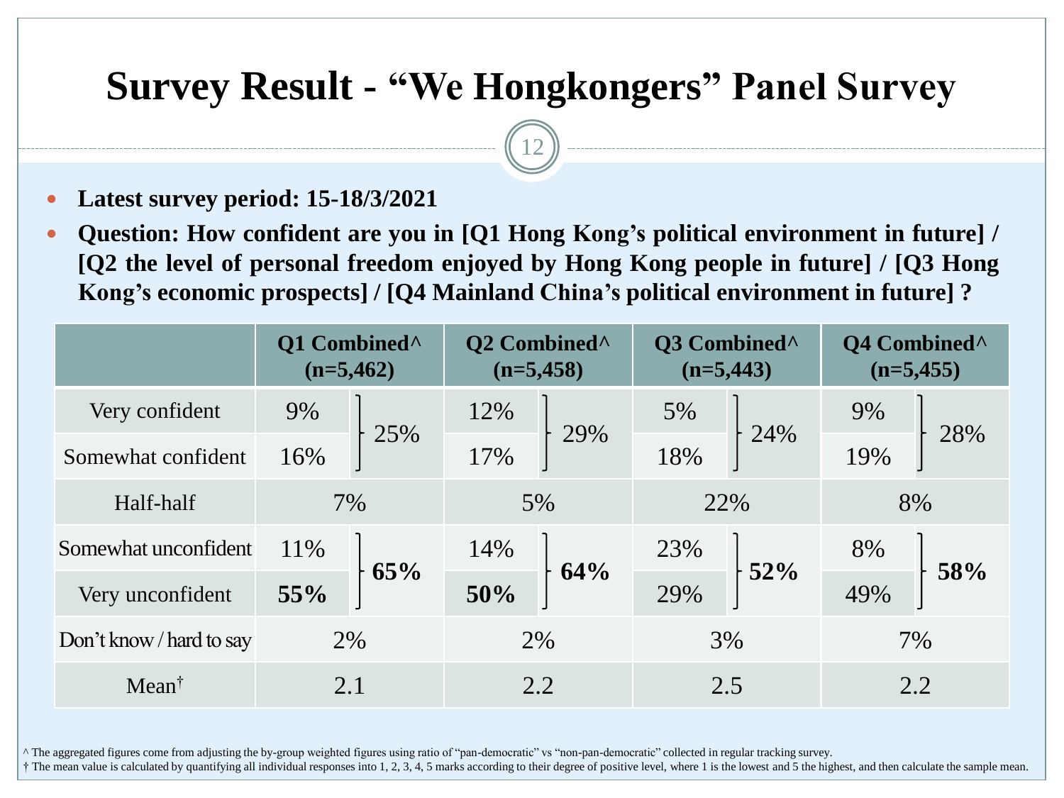# Survey Result - “We Hongkongers” Panel Survey

- **Latest survey period: 15-18/3/2021**
- **Question: How confident are you in [Q1 Hong Kong’s political environment in future] / [Q2 the level of personal freedom enjoyed by Hong Kong people in future] / [Q3 Hong Kong’s economic prospects] / [Q4 Mainland China’s political environment in future] ?**

| | Q1 Combined^ (n=5,462) | | Q2 Combined^ (n=5,458) | | Q3 Combined^ (n=5,443) | | Q4 Combined^ (n=5,455) | |
|---|---|---|---|---|---|---|---|---|
| Very confident | 9% | 25% | 12% | 29% | 5% | 24% | 9% | 28% |
| Somewhat confident | 16% | | 17% | | 18% | | 19% | |
| Half-half | 7% | | 5% | | 22% | | 8% | |
| Somewhat unconfident | 11% | **65%** | 14% | **64%** | 23% | **52%** | 8% | **58%** |
| Very unconfident | **55%** | | **50%** | | 29% | | 49% | |
| Don’t know / hard to say | 2% | | 2% | | 3% | | 7% | |
| Mean† | 2.1 | | 2.2 | | 2.5 | | 2.2 | |

^ The aggregated figures come from adjusting the by-group weighted figures using ratio of “pan-democratic” vs “non-pan-democratic” collected in regular tracking survey.

† The mean value is calculated by quantifying all individual responses into 1, 2, 3, 4, 5 marks according to their degree of positive level, where 1 is the lowest and 5 the highest, and then calculate the sample mean.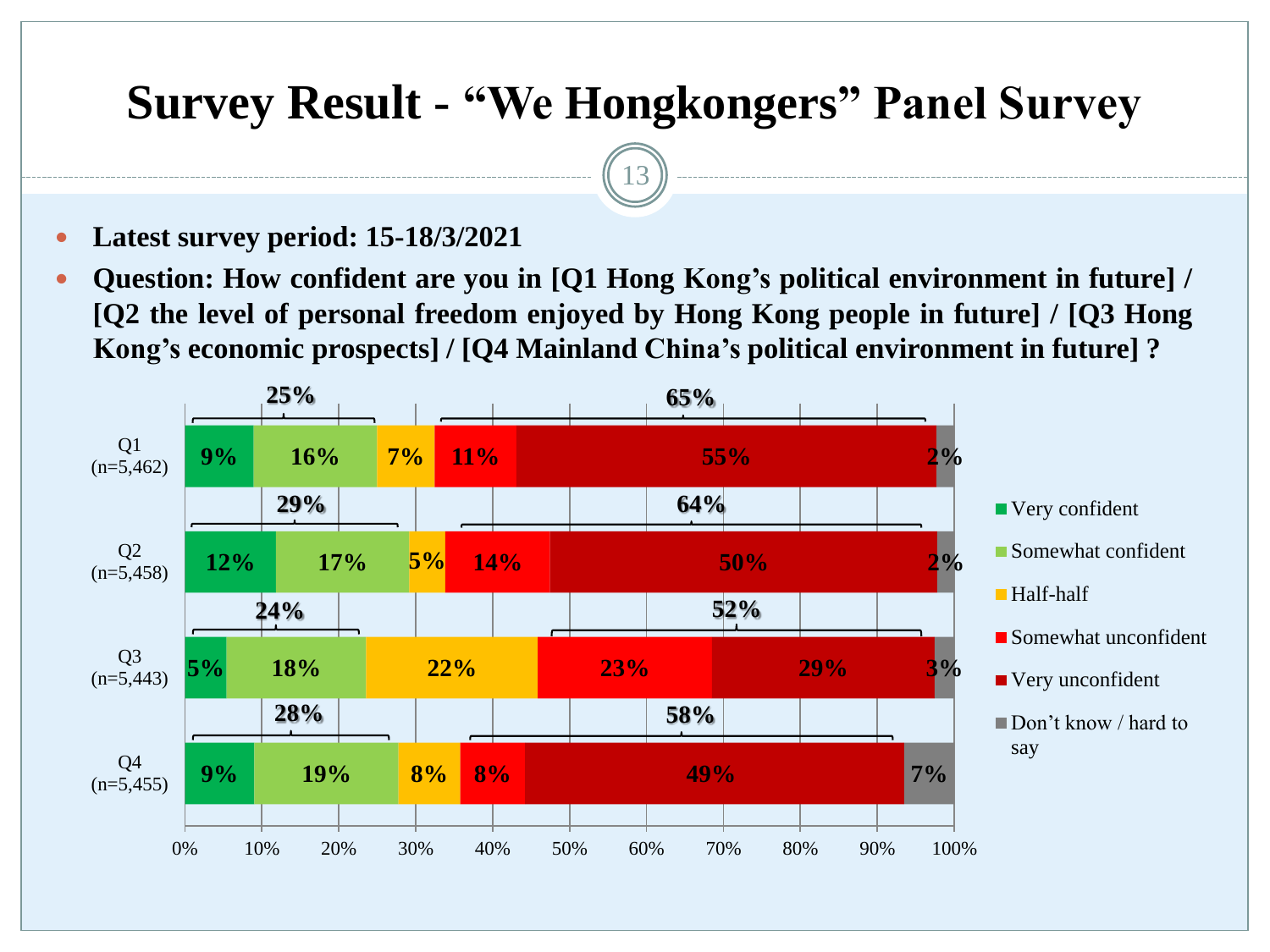# Survey Result - "We Hongkongers" Panel Survey

- **Latest survey period: 15-18/3/2021**
- **Question: How confident are you in [Q1 Hong Kong's political environment in future] / [Q2 the level of personal freedom enjoyed by Hong Kong people in future] / [Q3 Hong Kong's economic prospects] / [Q4 Mainland China's political environment in future] ?**

| | Very confident | Somewhat confident | Half-half | Somewhat unconfident | Very unconfident | Don't know / hard to say | Confident (total) | Unconfident (total) |
|---|---|---|---|---|---|---|---|---|
| Q1 (n=5,462) | 9% | 16% | 7% | 11% | 55% | 2% | 25% | 65% |
| Q2 (n=5,458) | 12% | 17% | 5% | 14% | 50% | 2% | 29% | 64% |
| Q3 (n=5,443) | 5% | 18% | 22% | 23% | 29% | 3% | 24% | 52% |
| Q4 (n=5,455) | 9% | 19% | 8% | 8% | 49% | 7% | 28% | 58% |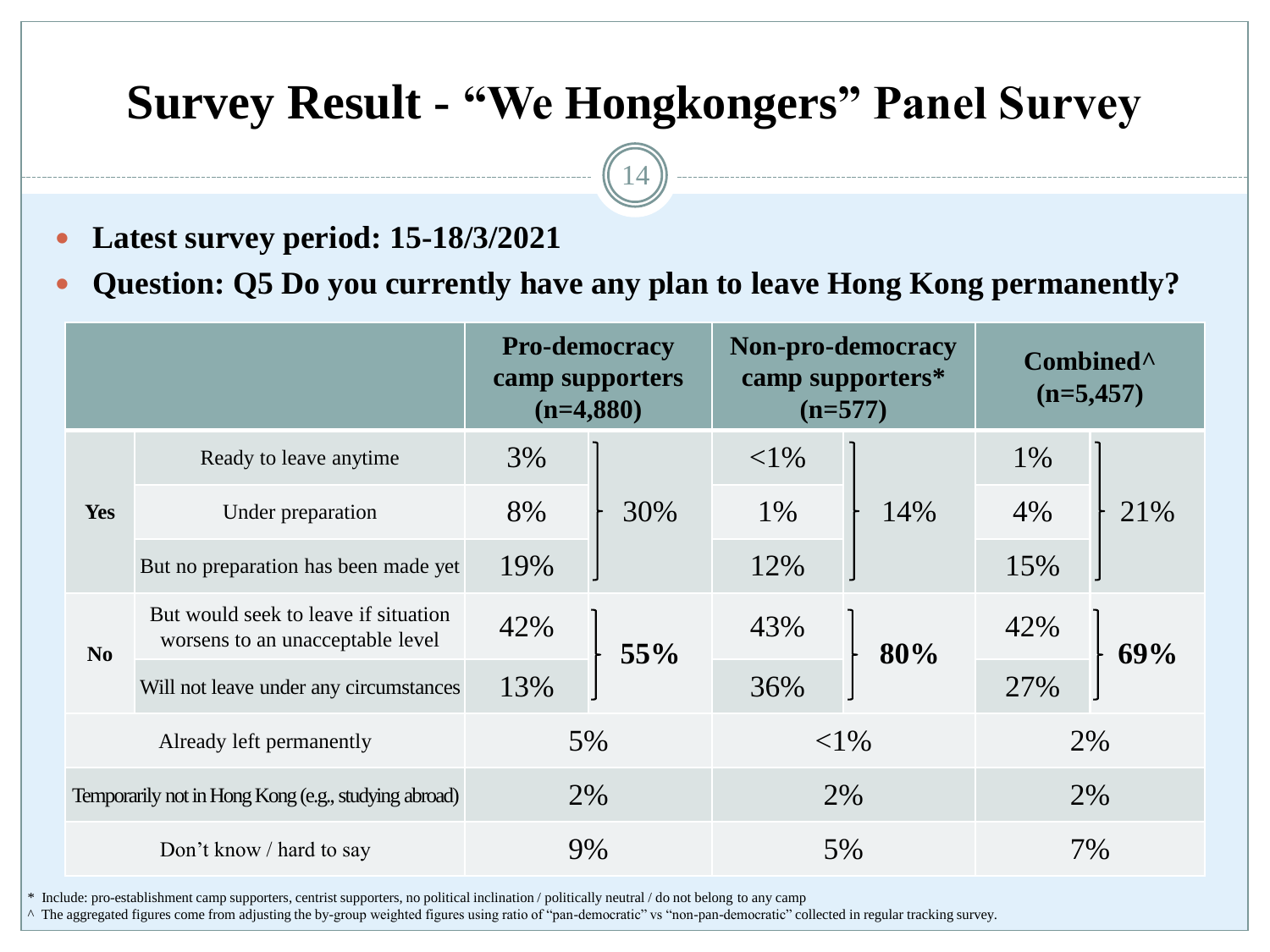# Survey Result - "We Hongkongers" Panel Survey

- **Latest survey period: 15-18/3/2021**
- **Question: Q5 Do you currently have any plan to leave Hong Kong permanently?**

| | | Pro-democracy camp supporters (n=4,880) | | Non-pro-democracy camp supporters* (n=577) | | Combined^ (n=5,457) | |
|---|---|---|---|---|---|---|---|
| Yes | Ready to leave anytime | 3% | 30% | <1% | 14% | 1% | 21% |
| | Under preparation | 8% | | 1% | | 4% | |
| | But no preparation has been made yet | 19% | | 12% | | 15% | |
| No | But would seek to leave if situation worsens to an unacceptable level | 42% | **55%** | 43% | **80%** | 42% | **69%** |
| | Will not leave under any circumstances | 13% | | 36% | | 27% | |
| Already left permanently | | 5% | | <1% | | 2% | |
| Temporarily not in Hong Kong (e.g., studying abroad) | | 2% | | 2% | | 2% | |
| Don't know / hard to say | | 9% | | 5% | | 7% | |

\* Include: pro-establishment camp supporters, centrist supporters, no political inclination / politically neutral / do not belong to any camp

^ The aggregated figures come from adjusting the by-group weighted figures using ratio of "pan-democratic" vs "non-pan-democratic" collected in regular tracking survey.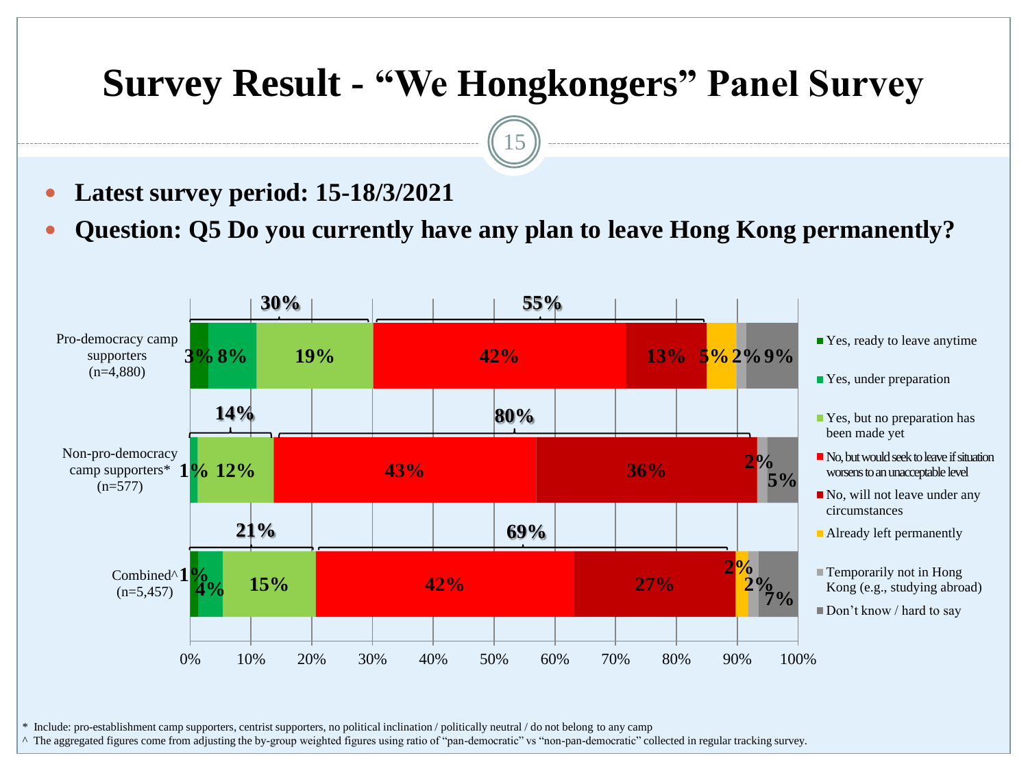# Survey Result - "We Hongkongers" Panel Survey

- **Latest survey period: 15-18/3/2021**
- **Question: Q5 Do you currently have any plan to leave Hong Kong permanently?**

| | Yes, ready to leave anytime | Yes, under preparation | Yes, but no preparation has been made yet | No, but would seek to leave if situation worsens to an unacceptable level | No, will not leave under any circumstances | Already left permanently | Temporarily not in Hong Kong (e.g., studying abroad) | Don't know / hard to say |
|---|---|---|---|---|---|---|---|---|
| Pro-democracy camp supporters (n=4,880) | 3% | 8% | 19% | 42% | 13% | 5% | 2% | 9% |
| Non-pro-democracy camp supporters* (n=577) | | 1% | 12% | 43% | 36% | | 2% | 5% |
| Combined^ (n=5,457) | 1% | 4% | 15% | 42% | 27% | 2% | 2% | 7% |

Bracketed totals:
- Pro-democracy camp supporters: Yes 30%; No 55%
- Non-pro-democracy camp supporters: Yes 14%; No 80%
- Combined: Yes 21%; No 69%

\* Include: pro-establishment camp supporters, centrist supporters, no political inclination / politically neutral / do not belong to any camp

^ The aggregated figures come from adjusting the by-group weighted figures using ratio of "pan-democratic" vs "non-pan-democratic" collected in regular tracking survey.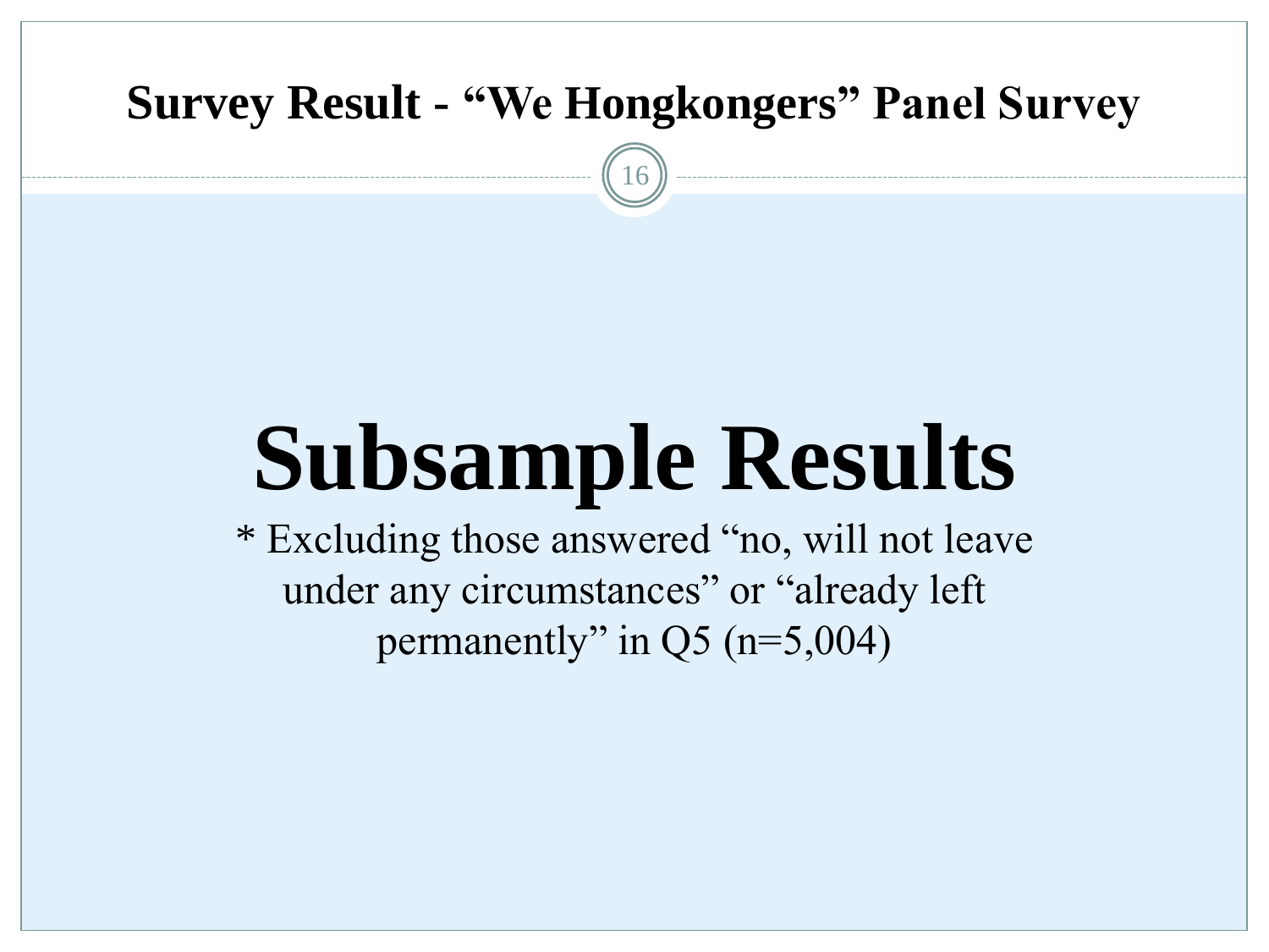## Survey Result - "We Hongkongers" Panel Survey

# Subsample Results

* Excluding those answered "no, will not leave under any circumstances" or "already left permanently" in Q5 (n=5,004)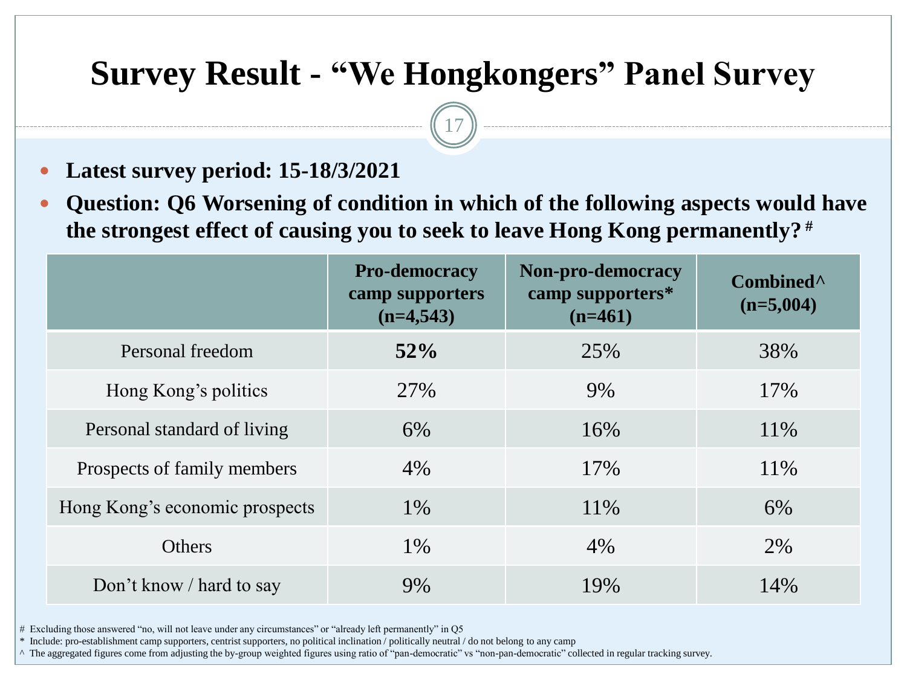# Survey Result - "We Hongkongers" Panel Survey

- **Latest survey period: 15-18/3/2021**
- **Question: Q6 Worsening of condition in which of the following aspects would have the strongest effect of causing you to seek to leave Hong Kong permanently? #**

| | Pro-democracy camp supporters (n=4,543) | Non-pro-democracy camp supporters* (n=461) | Combined^ (n=5,004) |
|---|---|---|---|
| Personal freedom | **52%** | 25% | 38% |
| Hong Kong's politics | 27% | 9% | 17% |
| Personal standard of living | 6% | 16% | 11% |
| Prospects of family members | 4% | 17% | 11% |
| Hong Kong's economic prospects | 1% | 11% | 6% |
| Others | 1% | 4% | 2% |
| Don't know / hard to say | 9% | 19% | 14% |

# Excluding those answered "no, will not leave under any circumstances" or "already left permanently" in Q5

* Include: pro-establishment camp supporters, centrist supporters, no political inclination / politically neutral / do not belong to any camp

^ The aggregated figures come from adjusting the by-group weighted figures using ratio of "pan-democratic" vs "non-pan-democratic" collected in regular tracking survey.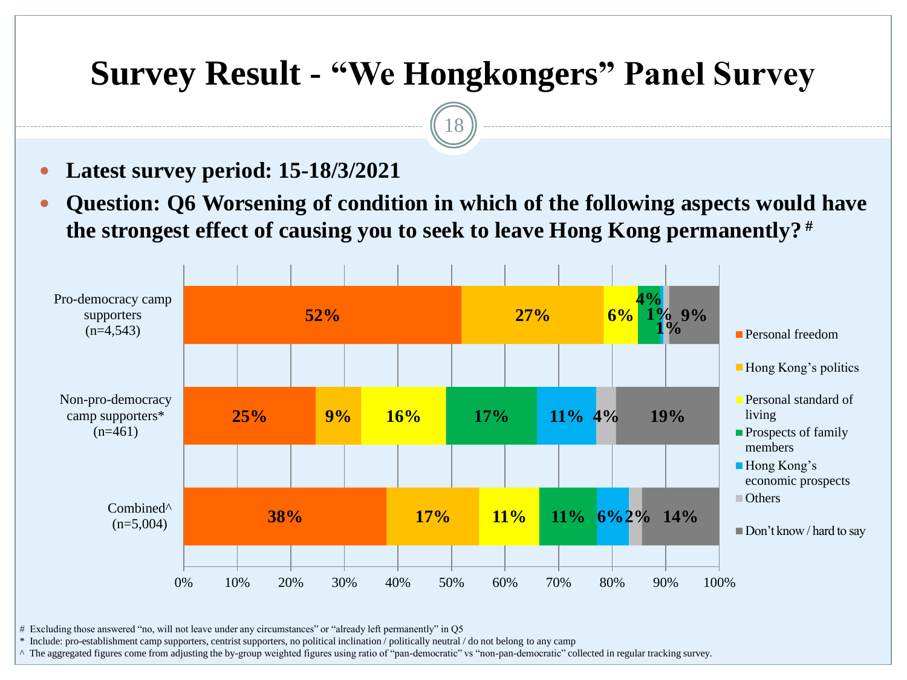# Survey Result - "We Hongkongers" Panel Survey

- **Latest survey period: 15-18/3/2021**
- **Question: Q6 Worsening of condition in which of the following aspects would have the strongest effect of causing you to seek to leave Hong Kong permanently? #**

Pro-democracy camp supporters (n=4,543)
52% 27% 6% 4% 1% 1% 9%

Non-pro-democracy camp supporters* (n=461)
25% 9% 16% 17% 11% 4% 19%

Combined^ (n=5,004)
38% 17% 11% 11% 6% 2% 14%

0% 10% 20% 30% 40% 50% 60% 70% 80% 90% 100%

Personal freedom
Hong Kong's politics
Personal standard of living
Prospects of family members
Hong Kong's economic prospects
Others
Don't know / hard to say

\# Excluding those answered "no, will not leave under any circumstances" or "already left permanently" in Q5

\* Include: pro-establishment camp supporters, centrist supporters, no political inclination / politically neutral / do not belong to any camp

^ The aggregated figures come from adjusting the by-group weighted figures using ratio of "pan-democratic" vs "non-pan-democratic" collected in regular tracking survey.